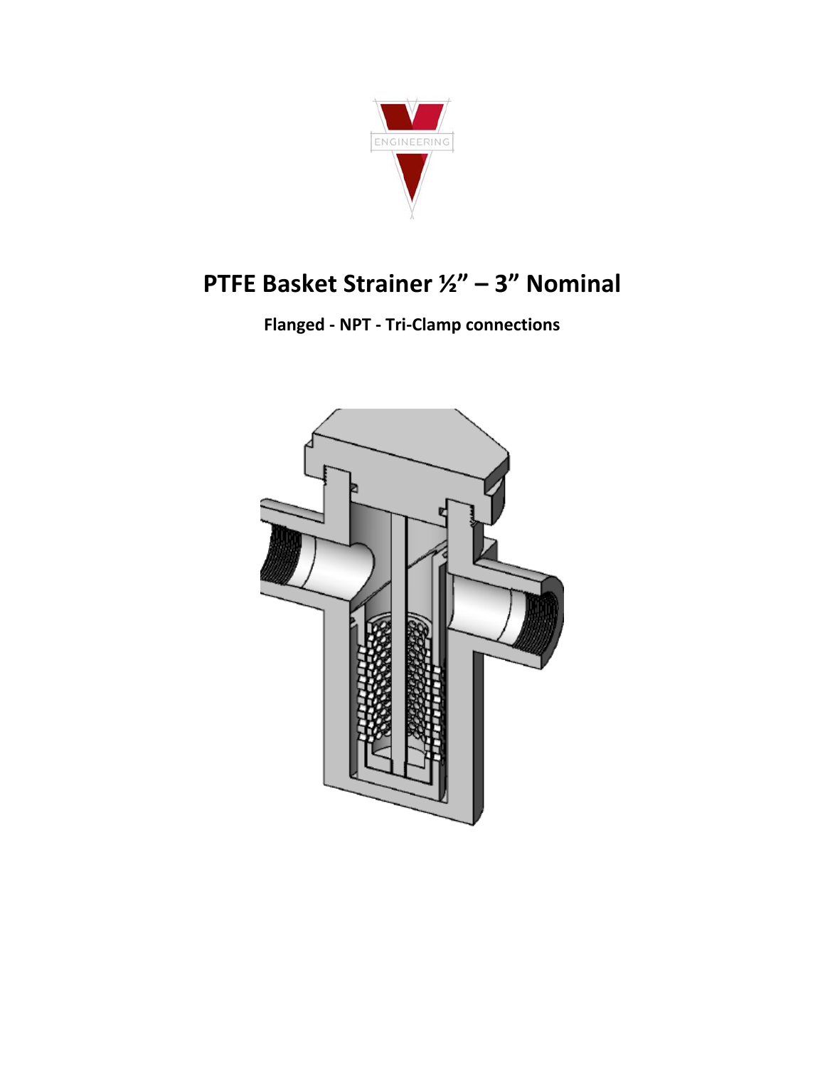# PTFE Basket Strainer ½" – 3" Nominal

**Flanged - NPT - Tri-Clamp connections**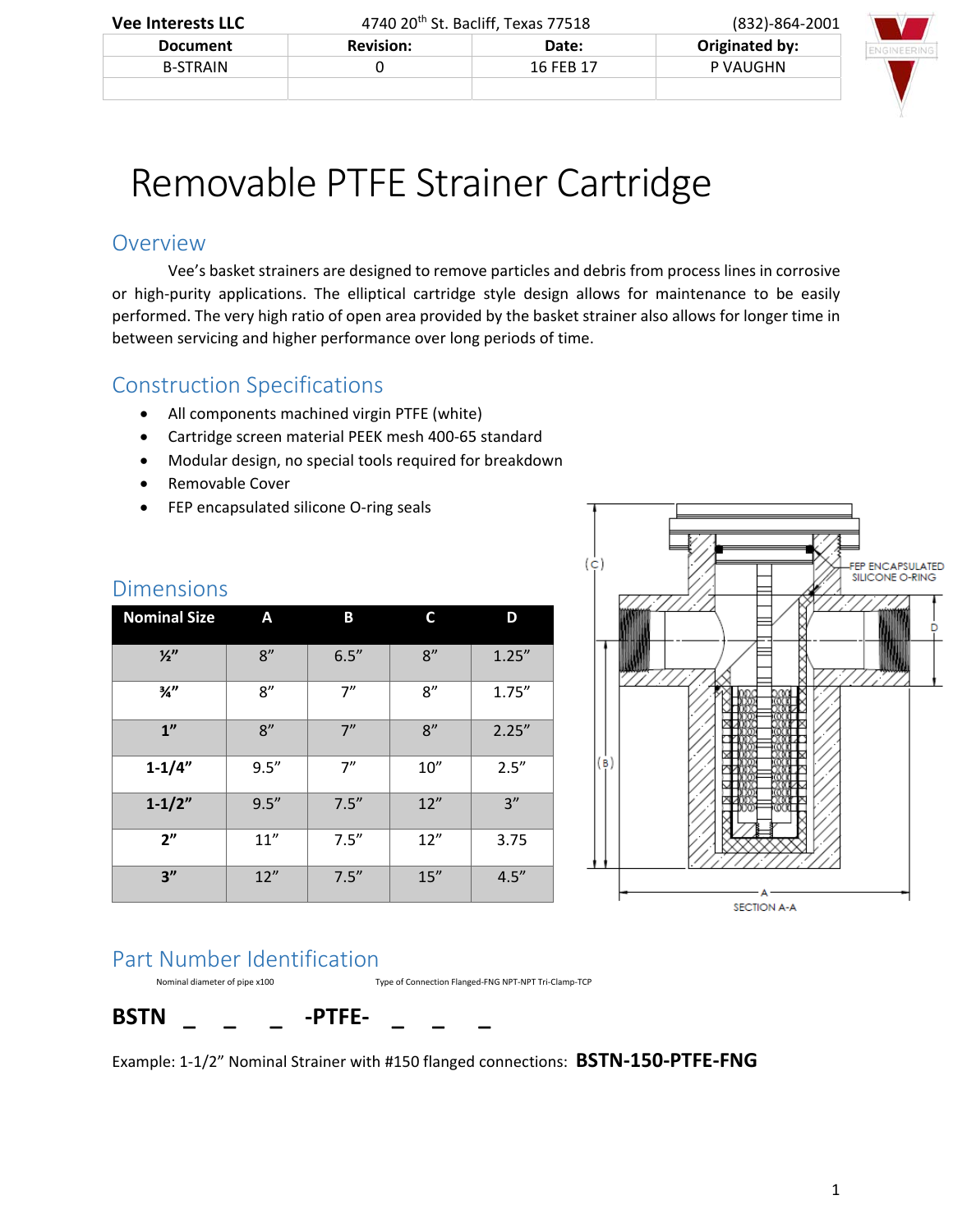| Vee Interests LLC | 4740 20th St. Bacliff, Texas 77518 | | (832)-864-2001 |
|---|---|---|---|
| **Document** | **Revision:** | **Date:** | **Originated by:** |
| B-STRAIN | 0 | 16 FEB 17 | P VAUGHN |
| | | | |

# Removable PTFE Strainer Cartridge

## Overview

Vee's basket strainers are designed to remove particles and debris from process lines in corrosive or high-purity applications. The elliptical cartridge style design allows for maintenance to be easily performed. The very high ratio of open area provided by the basket strainer also allows for longer time in between servicing and higher performance over long periods of time.

## Construction Specifications

- All components machined virgin PTFE (white)
- Cartridge screen material PEEK mesh 400-65 standard
- Modular design, no special tools required for breakdown
- Removable Cover
- FEP encapsulated silicone O-ring seals

## Dimensions

| Nominal Size | A | B | C | D |
|---|---|---|---|---|
| **½"** | 8" | 6.5" | 8" | 1.25" |
| **¾"** | 8" | 7" | 8" | 1.75" |
| **1"** | 8" | 7" | 8" | 2.25" |
| **1-1/4"** | 9.5" | 7" | 10" | 2.5" |
| **1-1/2"** | 9.5" | 7.5" | 12" | 3" |
| **2"** | 11" | 7.5" | 12" | 3.75 |
| **3"** | 12" | 7.5" | 15" | 4.5" |

FEP ENCAPSULATED SILICONE O-RING

(C)

(B)

D

A

SECTION A-A

## Part Number Identification

Nominal diameter of pipe x100

Type of Connection Flanged-FNG NPT-NPT Tri-Clamp-TCP

**BSTN _ _ _ -PTFE- _ _ _**

Example: 1-1/2" Nominal Strainer with #150 flanged connections: **BSTN-150-PTFE-FNG**